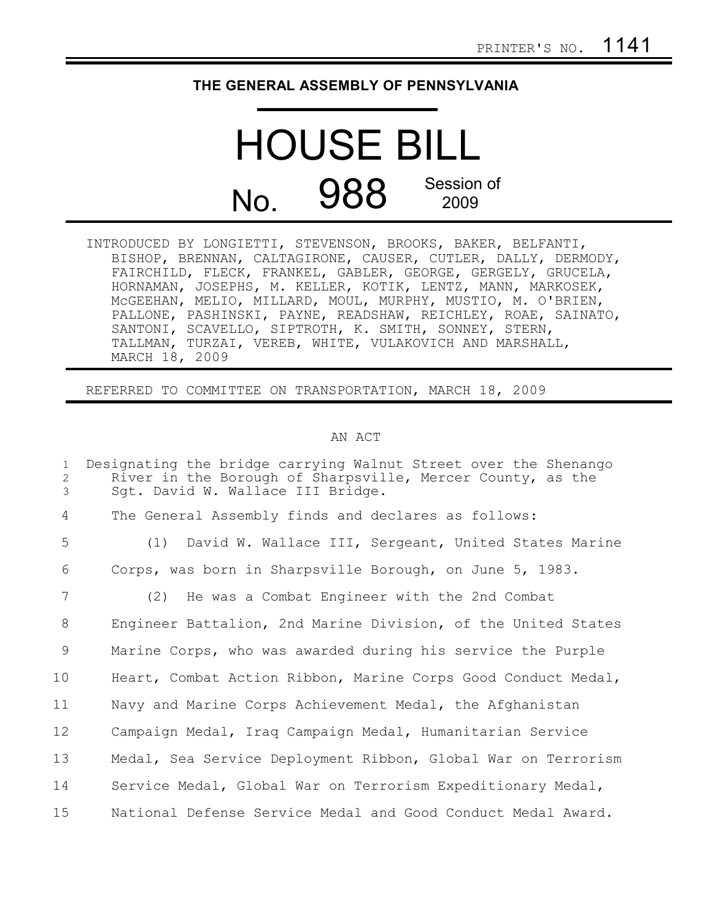PRINTER'S NO. 1141

# THE GENERAL ASSEMBLY OF PENNSYLVANIA

# HOUSE BILL

## No. 988 Session of 2009

INTRODUCED BY LONGIETTI, STEVENSON, BROOKS, BAKER, BELFANTI, BISHOP, BRENNAN, CALTAGIRONE, CAUSER, CUTLER, DALLY, DERMODY, FAIRCHILD, FLECK, FRANKEL, GABLER, GEORGE, GERGELY, GRUCELA, HORNAMAN, JOSEPHS, M. KELLER, KOTIK, LENTZ, MANN, MARKOSEK, McGEEHAN, MELIO, MILLARD, MOUL, MURPHY, MUSTIO, M. O'BRIEN, PALLONE, PASHINSKI, PAYNE, READSHAW, REICHLEY, ROAE, SAINATO, SANTONI, SCAVELLO, SIPTROTH, K. SMITH, SONNEY, STERN, TALLMAN, TURZAI, VEREB, WHITE, VULAKOVICH AND MARSHALL, MARCH 18, 2009

REFERRED TO COMMITTEE ON TRANSPORTATION, MARCH 18, 2009

AN ACT

Designating the bridge carrying Walnut Street over the Shenango River in the Borough of Sharpsville, Mercer County, as the Sgt. David W. Wallace III Bridge.

The General Assembly finds and declares as follows:

(1) David W. Wallace III, Sergeant, United States Marine Corps, was born in Sharpsville Borough, on June 5, 1983.

(2) He was a Combat Engineer with the 2nd Combat Engineer Battalion, 2nd Marine Division, of the United States Marine Corps, who was awarded during his service the Purple Heart, Combat Action Ribbon, Marine Corps Good Conduct Medal, Navy and Marine Corps Achievement Medal, the Afghanistan Campaign Medal, Iraq Campaign Medal, Humanitarian Service Medal, Sea Service Deployment Ribbon, Global War on Terrorism Service Medal, Global War on Terrorism Expeditionary Medal, National Defense Service Medal and Good Conduct Medal Award.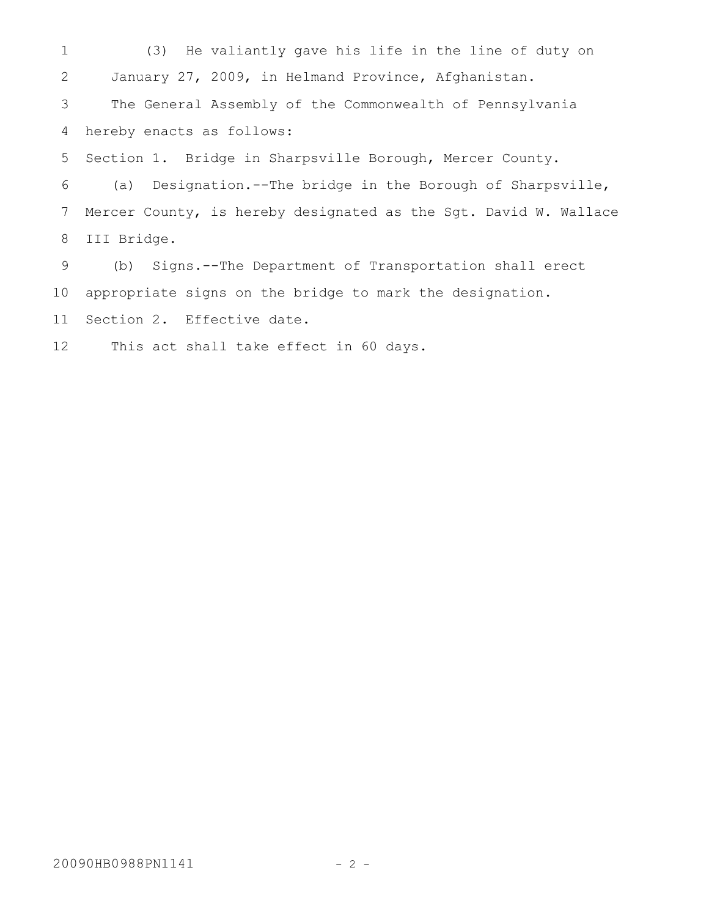(3) He valiantly gave his life in the line of duty on January 27, 2009, in Helmand Province, Afghanistan.

The General Assembly of the Commonwealth of Pennsylvania hereby enacts as follows:

Section 1. Bridge in Sharpsville Borough, Mercer County.

(a) Designation.--The bridge in the Borough of Sharpsville, Mercer County, is hereby designated as the Sgt. David W. Wallace III Bridge.

(b) Signs.--The Department of Transportation shall erect appropriate signs on the bridge to mark the designation.

Section 2. Effective date.

This act shall take effect in 60 days.